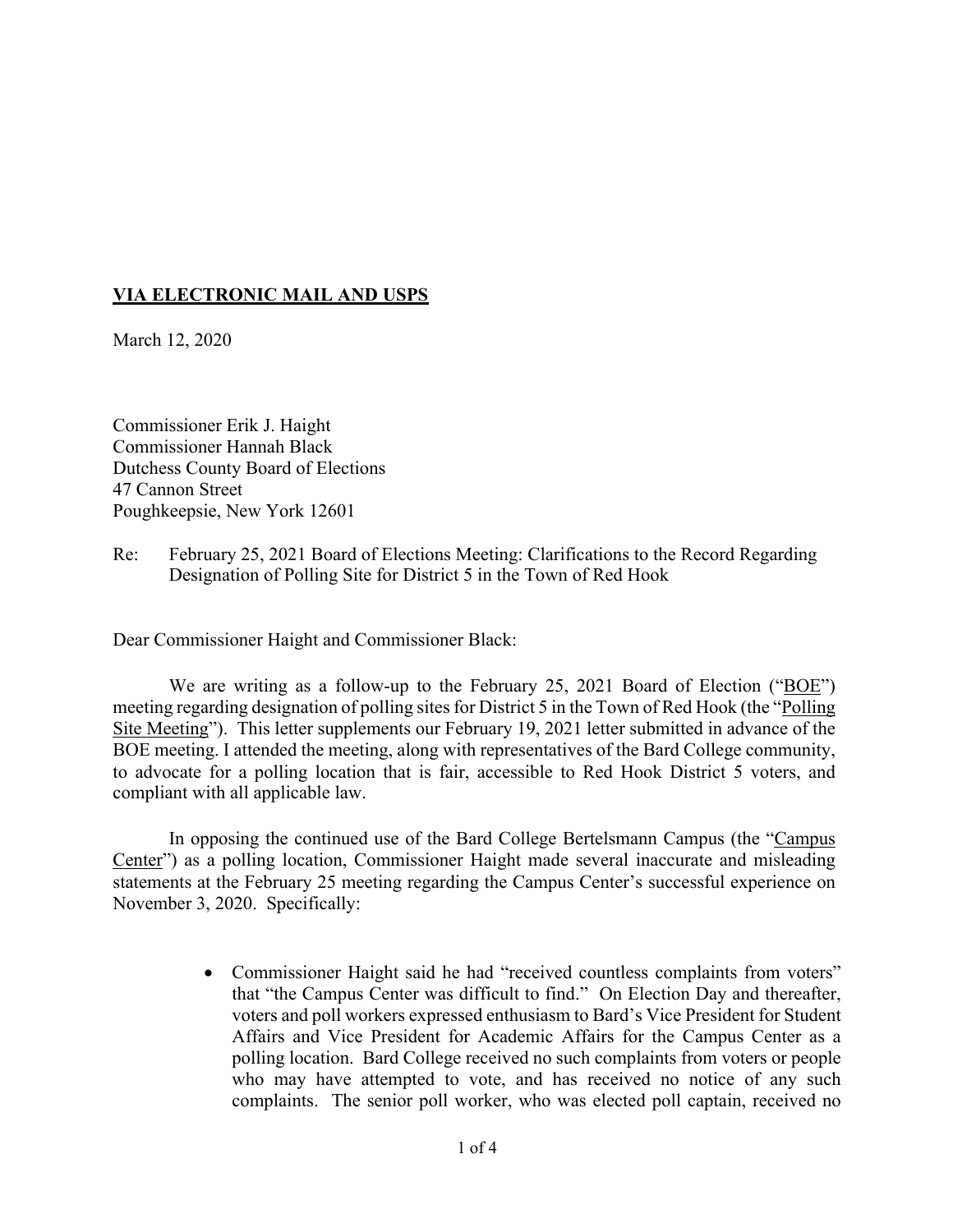**<u>VIA ELECTRONIC MAIL AND USPS</u>**

March 12, 2020

Commissioner Erik J. Haight
Commissioner Hannah Black
Dutchess County Board of Elections
47 Cannon Street
Poughkeepsie, New York 12601

Re: February 25, 2021 Board of Elections Meeting: Clarifications to the Record Regarding Designation of Polling Site for District 5 in the Town of Red Hook

Dear Commissioner Haight and Commissioner Black:

We are writing as a follow-up to the February 25, 2021 Board of Election ("<u>BOE</u>") meeting regarding designation of polling sites for District 5 in the Town of Red Hook (the "<u>Polling Site Meeting</u>"). This letter supplements our February 19, 2021 letter submitted in advance of the BOE meeting. I attended the meeting, along with representatives of the Bard College community, to advocate for a polling location that is fair, accessible to Red Hook District 5 voters, and compliant with all applicable law.

In opposing the continued use of the Bard College Bertelsmann Campus (the "<u>Campus Center</u>") as a polling location, Commissioner Haight made several inaccurate and misleading statements at the February 25 meeting regarding the Campus Center's successful experience on November 3, 2020. Specifically:

- Commissioner Haight said he had "received countless complaints from voters" that "the Campus Center was difficult to find." On Election Day and thereafter, voters and poll workers expressed enthusiasm to Bard's Vice President for Student Affairs and Vice President for Academic Affairs for the Campus Center as a polling location. Bard College received no such complaints from voters or people who may have attempted to vote, and has received no notice of any such complaints. The senior poll worker, who was elected poll captain, received no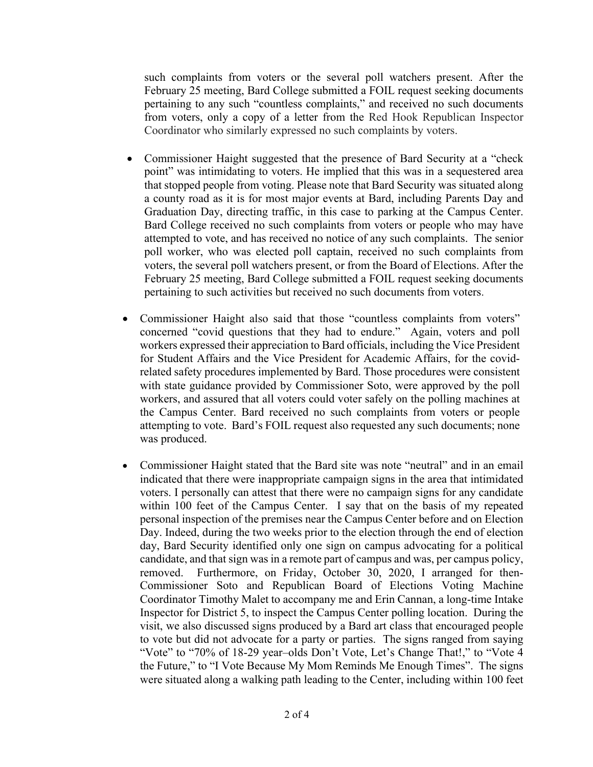such complaints from voters or the several poll watchers present. After the February 25 meeting, Bard College submitted a FOIL request seeking documents pertaining to any such "countless complaints," and received no such documents from voters, only a copy of a letter from the Red Hook Republican Inspector Coordinator who similarly expressed no such complaints by voters.

- Commissioner Haight suggested that the presence of Bard Security at a "check point" was intimidating to voters. He implied that this was in a sequestered area that stopped people from voting. Please note that Bard Security was situated along a county road as it is for most major events at Bard, including Parents Day and Graduation Day, directing traffic, in this case to parking at the Campus Center. Bard College received no such complaints from voters or people who may have attempted to vote, and has received no notice of any such complaints. The senior poll worker, who was elected poll captain, received no such complaints from voters, the several poll watchers present, or from the Board of Elections. After the February 25 meeting, Bard College submitted a FOIL request seeking documents pertaining to such activities but received no such documents from voters.

- Commissioner Haight also said that those "countless complaints from voters" concerned "covid questions that they had to endure." Again, voters and poll workers expressed their appreciation to Bard officials, including the Vice President for Student Affairs and the Vice President for Academic Affairs, for the covid-related safety procedures implemented by Bard. Those procedures were consistent with state guidance provided by Commissioner Soto, were approved by the poll workers, and assured that all voters could voter safely on the polling machines at the Campus Center. Bard received no such complaints from voters or people attempting to vote. Bard's FOIL request also requested any such documents; none was produced.

- Commissioner Haight stated that the Bard site was note "neutral" and in an email indicated that there were inappropriate campaign signs in the area that intimidated voters. I personally can attest that there were no campaign signs for any candidate within 100 feet of the Campus Center. I say that on the basis of my repeated personal inspection of the premises near the Campus Center before and on Election Day. Indeed, during the two weeks prior to the election through the end of election day, Bard Security identified only one sign on campus advocating for a political candidate, and that sign was in a remote part of campus and was, per campus policy, removed. Furthermore, on Friday, October 30, 2020, I arranged for then-Commissioner Soto and Republican Board of Elections Voting Machine Coordinator Timothy Malet to accompany me and Erin Cannan, a long-time Intake Inspector for District 5, to inspect the Campus Center polling location. During the visit, we also discussed signs produced by a Bard art class that encouraged people to vote but did not advocate for a party or parties. The signs ranged from saying "Vote" to "70% of 18-29 year–olds Don't Vote, Let's Change That!," to "Vote 4 the Future," to "I Vote Because My Mom Reminds Me Enough Times". The signs were situated along a walking path leading to the Center, including within 100 feet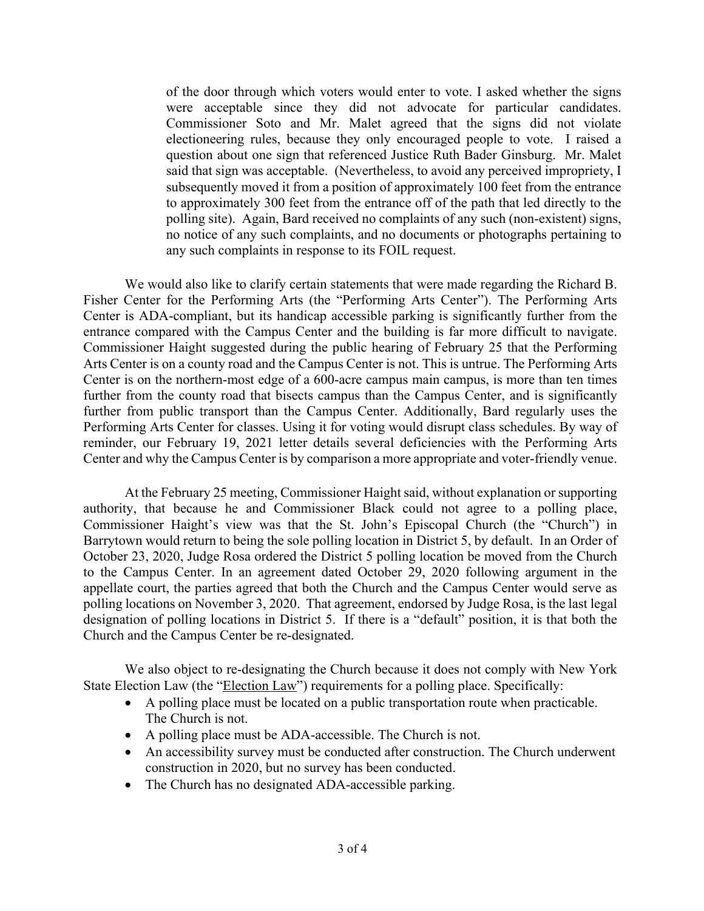of the door through which voters would enter to vote. I asked whether the signs were acceptable since they did not advocate for particular candidates. Commissioner Soto and Mr. Malet agreed that the signs did not violate electioneering rules, because they only encouraged people to vote. I raised a question about one sign that referenced Justice Ruth Bader Ginsburg. Mr. Malet said that sign was acceptable. (Nevertheless, to avoid any perceived impropriety, I subsequently moved it from a position of approximately 100 feet from the entrance to approximately 300 feet from the entrance off of the path that led directly to the polling site). Again, Bard received no complaints of any such (non-existent) signs, no notice of any such complaints, and no documents or photographs pertaining to any such complaints in response to its FOIL request.

We would also like to clarify certain statements that were made regarding the Richard B. Fisher Center for the Performing Arts (the "Performing Arts Center"). The Performing Arts Center is ADA-compliant, but its handicap accessible parking is significantly further from the entrance compared with the Campus Center and the building is far more difficult to navigate. Commissioner Haight suggested during the public hearing of February 25 that the Performing Arts Center is on a county road and the Campus Center is not. This is untrue. The Performing Arts Center is on the northern-most edge of a 600-acre campus main campus, is more than ten times further from the county road that bisects campus than the Campus Center, and is significantly further from public transport than the Campus Center. Additionally, Bard regularly uses the Performing Arts Center for classes. Using it for voting would disrupt class schedules. By way of reminder, our February 19, 2021 letter details several deficiencies with the Performing Arts Center and why the Campus Center is by comparison a more appropriate and voter-friendly venue.

At the February 25 meeting, Commissioner Haight said, without explanation or supporting authority, that because he and Commissioner Black could not agree to a polling place, Commissioner Haight's view was that the St. John's Episcopal Church (the "Church") in Barrytown would return to being the sole polling location in District 5, by default. In an Order of October 23, 2020, Judge Rosa ordered the District 5 polling location be moved from the Church to the Campus Center. In an agreement dated October 29, 2020 following argument in the appellate court, the parties agreed that both the Church and the Campus Center would serve as polling locations on November 3, 2020. That agreement, endorsed by Judge Rosa, is the last legal designation of polling locations in District 5. If there is a "default" position, it is that both the Church and the Campus Center be re-designated.

We also object to re-designating the Church because it does not comply with New York State Election Law (the "Election Law") requirements for a polling place. Specifically:

- A polling place must be located on a public transportation route when practicable. The Church is not.
- A polling place must be ADA-accessible. The Church is not.
- An accessibility survey must be conducted after construction. The Church underwent construction in 2020, but no survey has been conducted.
- The Church has no designated ADA-accessible parking.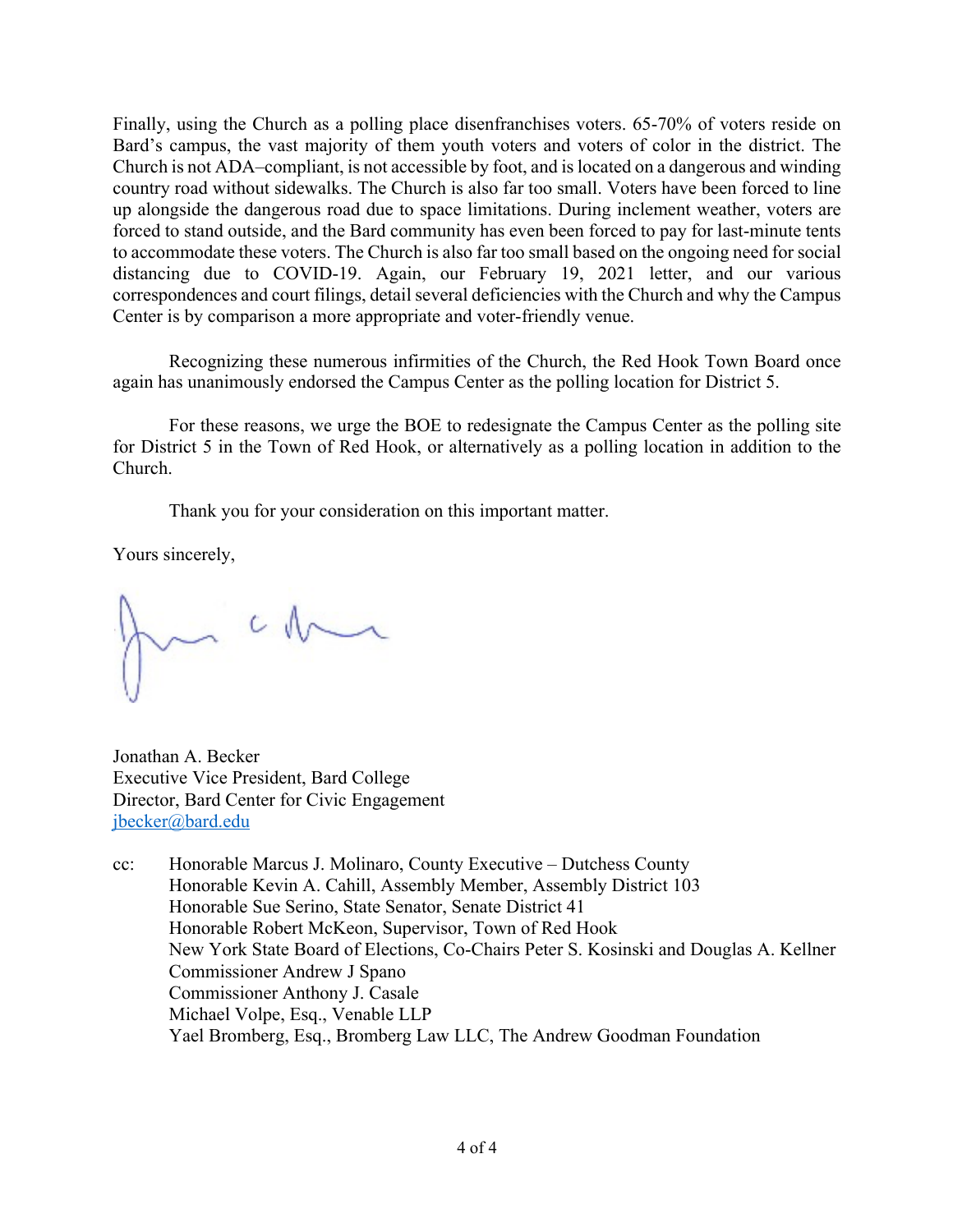Finally, using the Church as a polling place disenfranchises voters. 65-70% of voters reside on Bard's campus, the vast majority of them youth voters and voters of color in the district. The Church is not ADA–compliant, is not accessible by foot, and is located on a dangerous and winding country road without sidewalks. The Church is also far too small. Voters have been forced to line up alongside the dangerous road due to space limitations. During inclement weather, voters are forced to stand outside, and the Bard community has even been forced to pay for last-minute tents to accommodate these voters. The Church is also far too small based on the ongoing need for social distancing due to COVID-19. Again, our February 19, 2021 letter, and our various correspondences and court filings, detail several deficiencies with the Church and why the Campus Center is by comparison a more appropriate and voter-friendly venue.

Recognizing these numerous infirmities of the Church, the Red Hook Town Board once again has unanimously endorsed the Campus Center as the polling location for District 5.

For these reasons, we urge the BOE to redesignate the Campus Center as the polling site for District 5 in the Town of Red Hook, or alternatively as a polling location in addition to the Church.

Thank you for your consideration on this important matter.

Yours sincerely,

Jonathan A. Becker
Executive Vice President, Bard College
Director, Bard Center for Civic Engagement
jbecker@bard.edu

cc: Honorable Marcus J. Molinaro, County Executive – Dutchess County
Honorable Kevin A. Cahill, Assembly Member, Assembly District 103
Honorable Sue Serino, State Senator, Senate District 41
Honorable Robert McKeon, Supervisor, Town of Red Hook
New York State Board of Elections, Co-Chairs Peter S. Kosinski and Douglas A. Kellner
Commissioner Andrew J Spano
Commissioner Anthony J. Casale
Michael Volpe, Esq., Venable LLP
Yael Bromberg, Esq., Bromberg Law LLC, The Andrew Goodman Foundation